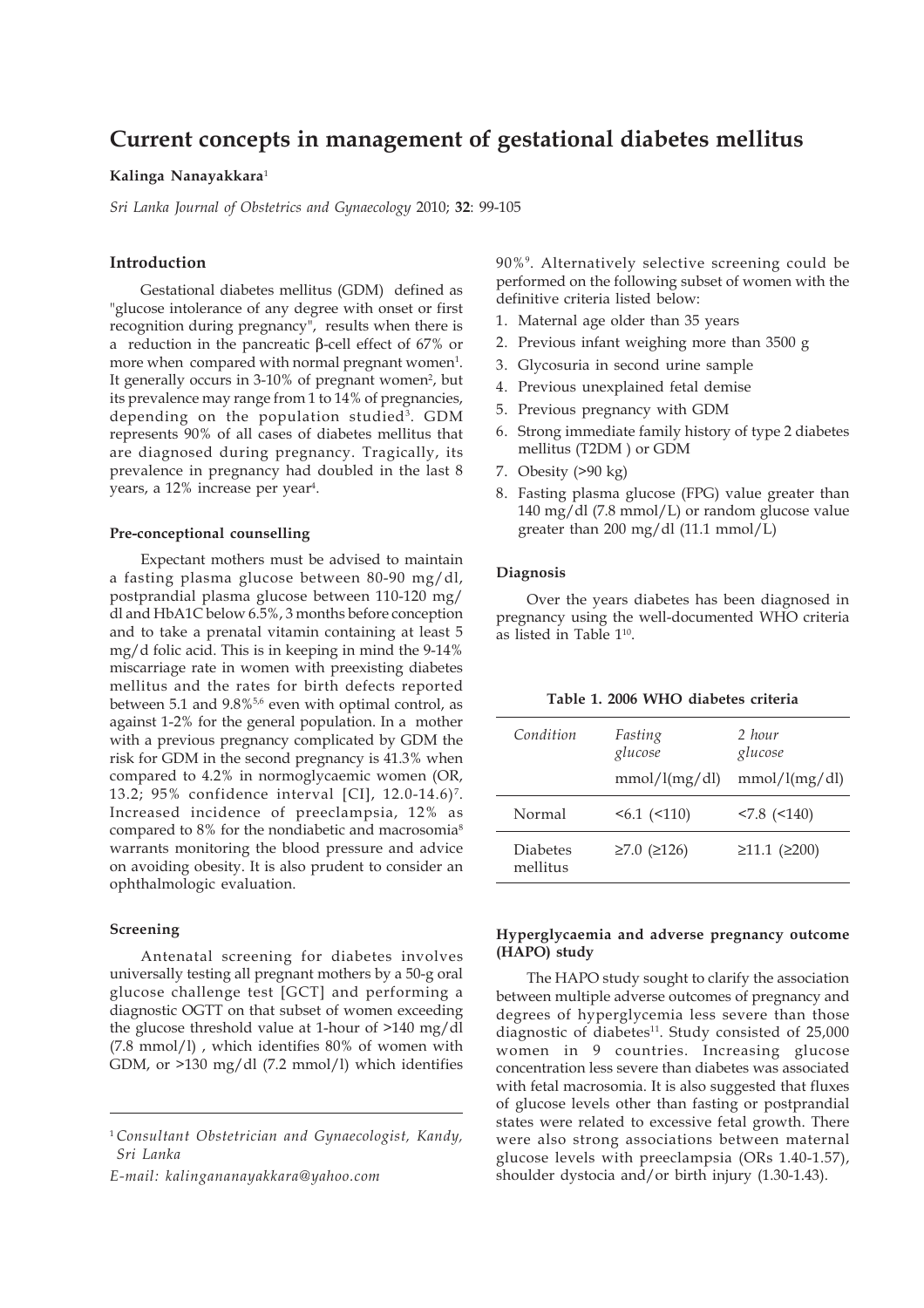# Current concepts in management of gestational diabetes mellitus

**Kalinga Nanayakkara**[1]

*Sri Lanka Journal of Obstetrics and Gynaecology* 2010; **32**: 99-105

## Introduction

Gestational diabetes mellitus (GDM) defined as "glucose intolerance of any degree with onset or first recognition during pregnancy", results when there is a reduction in the pancreatic β-cell effect of 67% or more when compared with normal pregnant women[1]. It generally occurs in 3-10% of pregnant women[2], but its prevalence may range from 1 to 14% of pregnancies, depending on the population studied[3]. GDM represents 90% of all cases of diabetes mellitus that are diagnosed during pregnancy. Tragically, its prevalence in pregnancy had doubled in the last 8 years, a 12% increase per year[4].

### Pre-conceptional counselling

Expectant mothers must be advised to maintain a fasting plasma glucose between 80-90 mg/dl, postprandial plasma glucose between 110-120 mg/dl and HbA1C below 6.5%, 3 months before conception and to take a prenatal vitamin containing at least 5 mg/d folic acid. This is in keeping in mind the 9-14% miscarriage rate in women with preexisting diabetes mellitus and the rates for birth defects reported between 5.1 and 9.8%[5,6] even with optimal control, as against 1-2% for the general population. In a mother with a previous pregnancy complicated by GDM the risk for GDM in the second pregnancy is 41.3% when compared to 4.2% in normoglycaemic women (OR, 13.2; 95% confidence interval [CI], 12.0-14.6)[7]. Increased incidence of preeclampsia, 12% as compared to 8% for the nondiabetic and macrosomia[8] warrants monitoring the blood pressure and advice on avoiding obesity. It is also prudent to consider an ophthalmologic evaluation.

### Screening

Antenatal screening for diabetes involves universally testing all pregnant mothers by a 50-g oral glucose challenge test [GCT] and performing a diagnostic OGTT on that subset of women exceeding the glucose threshold value at 1-hour of >140 mg/dl (7.8 mmol/l) , which identifies 80% of women with GDM, or >130 mg/dl (7.2 mmol/l) which identifies 90%[9]. Alternatively selective screening could be performed on the following subset of women with the definitive criteria listed below:

1. Maternal age older than 35 years
2. Previous infant weighing more than 3500 g
3. Glycosuria in second urine sample
4. Previous unexplained fetal demise
5. Previous pregnancy with GDM
6. Strong immediate family history of type 2 diabetes mellitus (T2DM ) or GDM
7. Obesity (>90 kg)
8. Fasting plasma glucose (FPG) value greater than 140 mg/dl (7.8 mmol/L) or random glucose value greater than 200 mg/dl (11.1 mmol/L)

### Diagnosis

Over the years diabetes has been diagnosed in pregnancy using the well-documented WHO criteria as listed in Table 1[10].

**Table 1. 2006 WHO diabetes criteria**

| *Condition* | *Fasting glucose* mmol/l(mg/dl) | *2 hour glucose* mmol/l(mg/dl) |
|---|---|---|
| Normal | <6.1 (<110) | <7.8 (<140) |
| Diabetes mellitus | ≥7.0 (≥126) | ≥11.1 (≥200) |

### Hyperglycaemia and adverse pregnancy outcome (HAPO) study

The HAPO study sought to clarify the association between multiple adverse outcomes of pregnancy and degrees of hyperglycemia less severe than those diagnostic of diabetes[11]. Study consisted of 25,000 women in 9 countries. Increasing glucose concentration less severe than diabetes was associated with fetal macrosomia. It is also suggested that fluxes of glucose levels other than fasting or postprandial states were related to excessive fetal growth. There were also strong associations between maternal glucose levels with preeclampsia (ORs 1.40-1.57), shoulder dystocia and/or birth injury (1.30-1.43).

---

[1] *Consultant Obstetrician and Gynaecologist, Kandy, Sri Lanka*

*E-mail: kalingananayakkara@yahoo.com*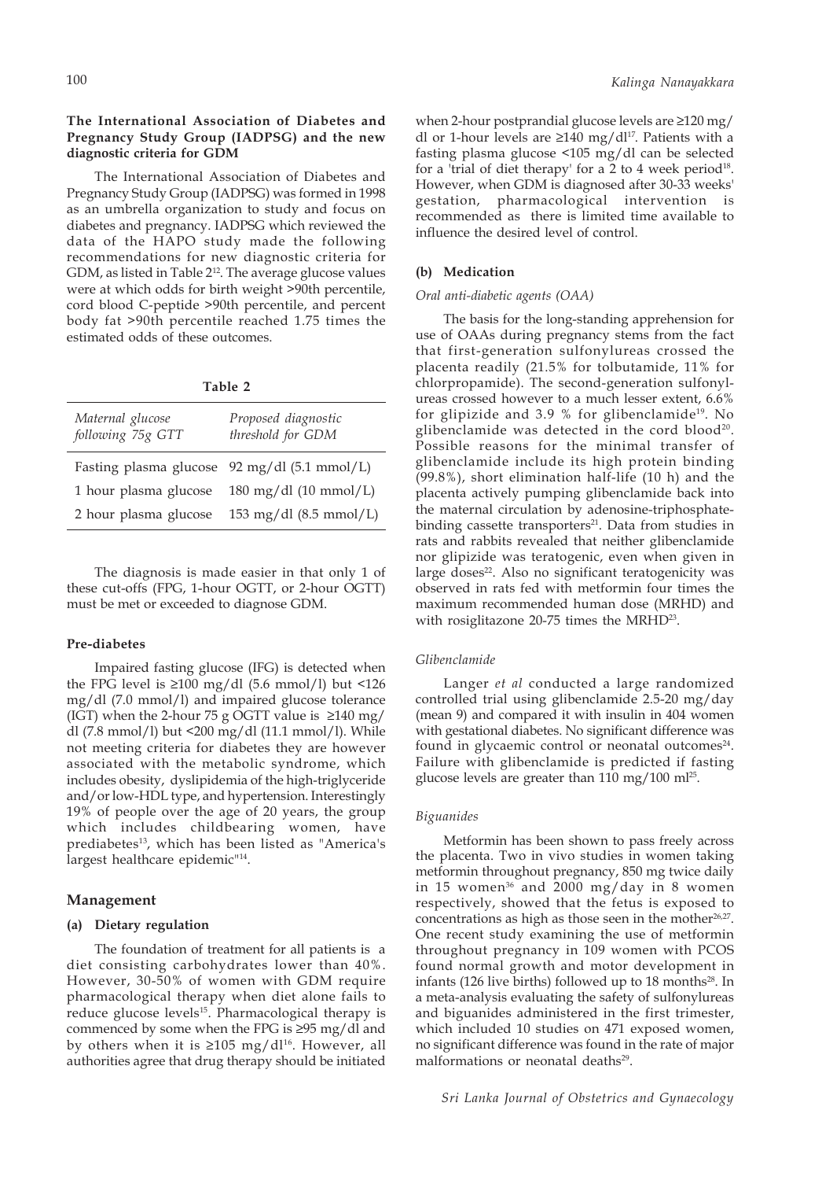### The International Association of Diabetes and Pregnancy Study Group (IADPSG) and the new diagnostic criteria for GDM

The International Association of Diabetes and Pregnancy Study Group (IADPSG) was formed in 1998 as an umbrella organization to study and focus on diabetes and pregnancy. IADPSG which reviewed the data of the HAPO study made the following recommendations for new diagnostic criteria for GDM, as listed in Table 2[12]. The average glucose values were at which odds for birth weight >90th percentile, cord blood C-peptide >90th percentile, and percent body fat >90th percentile reached 1.75 times the estimated odds of these outcomes.

**Table 2**

| *Maternal glucose following 75g GTT* | *Proposed diagnostic threshold for GDM* |
|---|---|
| Fasting plasma glucose | 92 mg/dl (5.1 mmol/L) |
| 1 hour plasma glucose | 180 mg/dl (10 mmol/L) |
| 2 hour plasma glucose | 153 mg/dl (8.5 mmol/L) |

The diagnosis is made easier in that only 1 of these cut-offs (FPG, 1-hour OGTT, or 2-hour OGTT) must be met or exceeded to diagnose GDM.

### Pre-diabetes

Impaired fasting glucose (IFG) is detected when the FPG level is ≥100 mg/dl (5.6 mmol/l) but <126 mg/dl (7.0 mmol/l) and impaired glucose tolerance (IGT) when the 2-hour 75 g OGTT value is ≥140 mg/dl (7.8 mmol/l) but <200 mg/dl (11.1 mmol/l). While not meeting criteria for diabetes they are however associated with the metabolic syndrome, which includes obesity, dyslipidemia of the high-triglyceride and/or low-HDL type, and hypertension. Interestingly 19% of people over the age of 20 years, the group which includes childbearing women, have prediabetes[13], which has been listed as "America's largest healthcare epidemic"[14].

## Management

### (a) Dietary regulation

The foundation of treatment for all patients is a diet consisting carbohydrates lower than 40%. However, 30-50% of women with GDM require pharmacological therapy when diet alone fails to reduce glucose levels[15]. Pharmacological therapy is commenced by some when the FPG is ≥95 mg/dl and by others when it is ≥105 mg/dl[16]. However, all authorities agree that drug therapy should be initiated when 2-hour postprandial glucose levels are ≥120 mg/dl or 1-hour levels are ≥140 mg/dl[17]. Patients with a fasting plasma glucose <105 mg/dl can be selected for a 'trial of diet therapy' for a 2 to 4 week period[18]. However, when GDM is diagnosed after 30-33 weeks' gestation, pharmacological intervention is recommended as there is limited time available to influence the desired level of control.

### (b) Medication

*Oral anti-diabetic agents (OAA)*

The basis for the long-standing apprehension for use of OAAs during pregnancy stems from the fact that first-generation sulfonylureas crossed the placenta readily (21.5% for tolbutamide, 11% for chlorpropamide). The second-generation sulfonylureas crossed however to a much lesser extent, 6.6% for glipizide and 3.9 % for glibenclamide[19]. No glibenclamide was detected in the cord blood[20]. Possible reasons for the minimal transfer of glibenclamide include its high protein binding (99.8%), short elimination half-life (10 h) and the placenta actively pumping glibenclamide back into the maternal circulation by adenosine-triphosphate-binding cassette transporters[21]. Data from studies in rats and rabbits revealed that neither glibenclamide nor glipizide was teratogenic, even when given in large doses[22]. Also no significant teratogenicity was observed in rats fed with metformin four times the maximum recommended human dose (MRHD) and with rosiglitazone 20-75 times the MRHD[23].

*Glibenclamide*

Langer *et al* conducted a large randomized controlled trial using glibenclamide 2.5-20 mg/day (mean 9) and compared it with insulin in 404 women with gestational diabetes. No significant difference was found in glycaemic control or neonatal outcomes[24]. Failure with glibenclamide is predicted if fasting glucose levels are greater than 110 mg/100 ml[25].

*Biguanides*

Metformin has been shown to pass freely across the placenta. Two in vivo studies in women taking metformin throughout pregnancy, 850 mg twice daily in 15 women[36] and 2000 mg/day in 8 women respectively, showed that the fetus is exposed to concentrations as high as those seen in the mother[26,27]. One recent study examining the use of metformin throughout pregnancy in 109 women with PCOS found normal growth and motor development in infants (126 live births) followed up to 18 months[28]. In a meta-analysis evaluating the safety of sulfonylureas and biguanides administered in the first trimester, which included 10 studies on 471 exposed women, no significant difference was found in the rate of major malformations or neonatal deaths[29].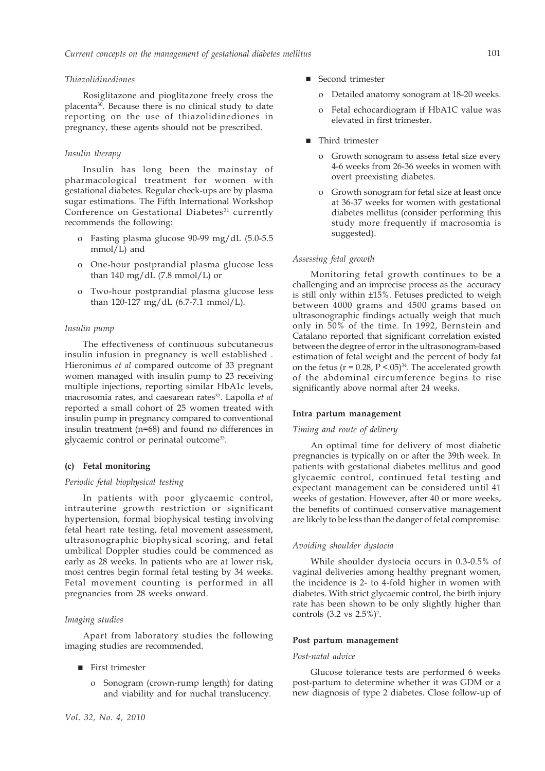*Thiazolidinediones*

Rosiglitazone and pioglitazone freely cross the placenta[30]. Because there is no clinical study to date reporting on the use of thiazolidinediones in pregnancy, these agents should not be prescribed.

*Insulin therapy*

Insulin has long been the mainstay of pharmacological treatment for women with gestational diabetes. Regular check-ups are by plasma sugar estimations. The Fifth International Workshop Conference on Gestational Diabetes[31] currently recommends the following:

- Fasting plasma glucose 90-99 mg/dL (5.0-5.5 mmol/L) and
- One-hour postprandial plasma glucose less than 140 mg/dL (7.8 mmol/L) or
- Two-hour postprandial plasma glucose less than 120-127 mg/dL (6.7-7.1 mmol/L).

*Insulin pump*

The effectiveness of continuous subcutaneous insulin infusion in pregnancy is well established . Hieronimus *et al* compared outcome of 33 pregnant women managed with insulin pump to 23 receiving multiple injections, reporting similar HbA1c levels, macrosomia rates, and caesarean rates[32]. Lapolla *et al* reported a small cohort of 25 women treated with insulin pump in pregnancy compared to conventional insulin treatment (n=68) and found no differences in glycaemic control or perinatal outcome[33].

**(c) Fetal monitoring**

*Periodic fetal biophysical testing*

In patients with poor glycaemic control, intrauterine growth restriction or significant hypertension, formal biophysical testing involving fetal heart rate testing, fetal movement assessment, ultrasonographic biophysical scoring, and fetal umbilical Doppler studies could be commenced as early as 28 weeks. In patients who are at lower risk, most centres begin formal fetal testing by 34 weeks. Fetal movement counting is performed in all pregnancies from 28 weeks onward.

*Imaging studies*

Apart from laboratory studies the following imaging studies are recommended.

- First trimester
  - Sonogram (crown-rump length) for dating and viability and for nuchal translucency.
- Second trimester
  - Detailed anatomy sonogram at 18-20 weeks.
  - Fetal echocardiogram if HbA1C value was elevated in first trimester.
- Third trimester
  - Growth sonogram to assess fetal size every 4-6 weeks from 26-36 weeks in women with overt preexisting diabetes.
  - Growth sonogram for fetal size at least once at 36-37 weeks for women with gestational diabetes mellitus (consider performing this study more frequently if macrosomia is suggested).

*Assessing fetal growth*

Monitoring fetal growth continues to be a challenging and an imprecise process as the accuracy is still only within ±15%. Fetuses predicted to weigh between 4000 grams and 4500 grams based on ultrasonographic findings actually weigh that much only in 50% of the time. In 1992, Bernstein and Catalano reported that significant correlation existed between the degree of error in the ultrasonogram-based estimation of fetal weight and the percent of body fat on the fetus ($r = 0.28$, $P < .05$)[34]. The accelerated growth of the abdominal circumference begins to rise significantly above normal after 24 weeks.

**Intra partum management**

*Timing and route of delivery*

An optimal time for delivery of most diabetic pregnancies is typically on or after the 39th week. In patients with gestational diabetes mellitus and good glycaemic control, continued fetal testing and expectant management can be considered until 41 weeks of gestation. However, after 40 or more weeks, the benefits of continued conservative management are likely to be less than the danger of fetal compromise.

*Avoiding shoulder dystocia*

While shoulder dystocia occurs in 0.3-0.5% of vaginal deliveries among healthy pregnant women, the incidence is 2- to 4-fold higher in women with diabetes. With strict glycaemic control, the birth injury rate has been shown to be only slightly higher than controls (3.2 vs 2.5%)[2].

**Post partum management**

*Post-natal advice*

Glucose tolerance tests are performed 6 weeks post-partum to determine whether it was GDM or a new diagnosis of type 2 diabetes. Close follow-up of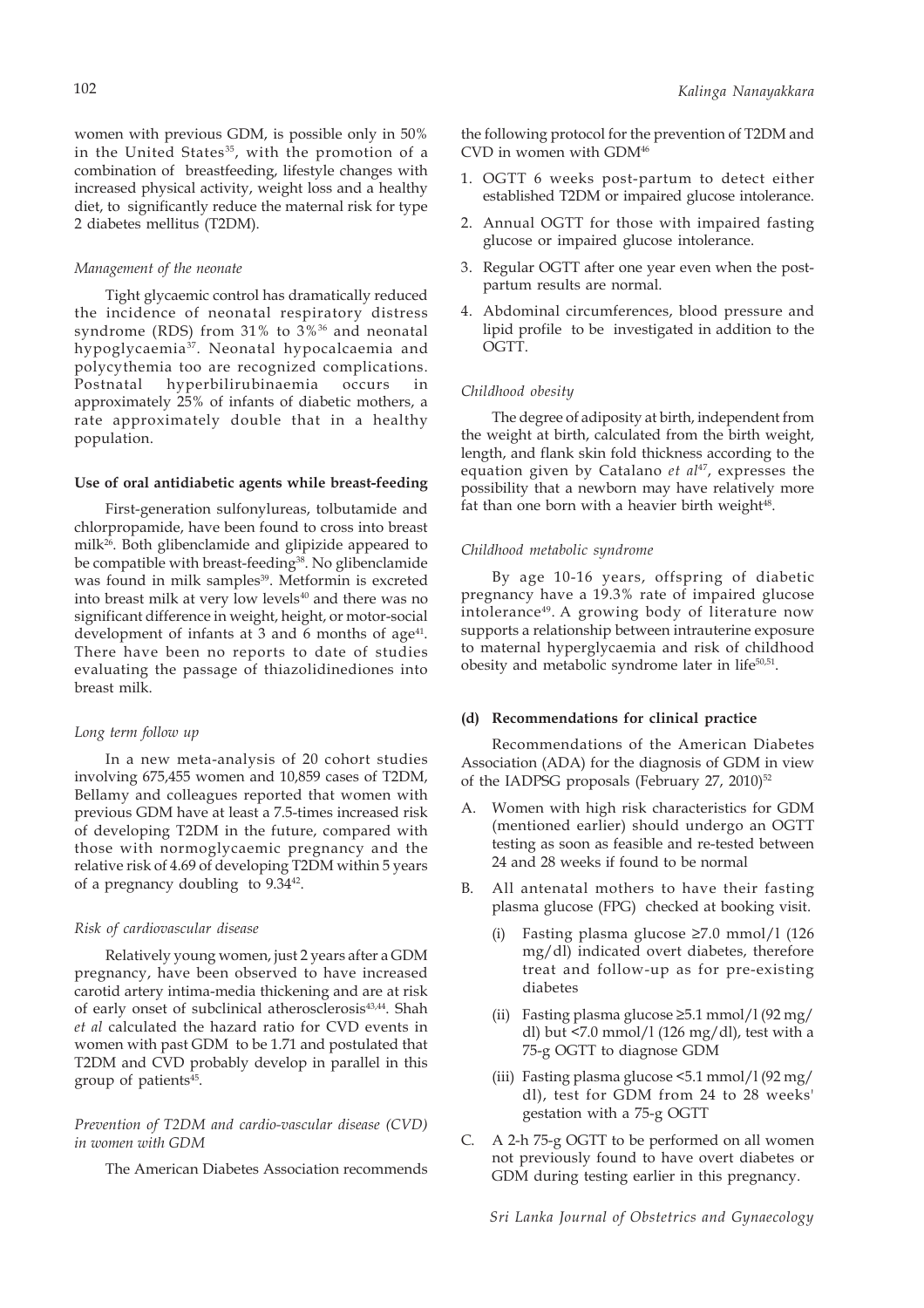women with previous GDM, is possible only in 50% in the United States[35], with the promotion of a combination of breastfeeding, lifestyle changes with increased physical activity, weight loss and a healthy diet, to significantly reduce the maternal risk for type 2 diabetes mellitus (T2DM).

*Management of the neonate*

Tight glycaemic control has dramatically reduced the incidence of neonatal respiratory distress syndrome (RDS) from 31% to 3%[36] and neonatal hypoglycaemia[37]. Neonatal hypocalcaemia and polycythemia too are recognized complications. Postnatal hyperbilirubinaemia occurs in approximately 25% of infants of diabetic mothers, a rate approximately double that in a healthy population.

**Use of oral antidiabetic agents while breast-feeding**

First-generation sulfonylureas, tolbutamide and chlorpropamide, have been found to cross into breast milk[26]. Both glibenclamide and glipizide appeared to be compatible with breast-feeding[38]. No glibenclamide was found in milk samples[39]. Metformin is excreted into breast milk at very low levels[40] and there was no significant difference in weight, height, or motor-social development of infants at 3 and 6 months of age[41]. There have been no reports to date of studies evaluating the passage of thiazolidinediones into breast milk.

*Long term follow up*

In a new meta-analysis of 20 cohort studies involving 675,455 women and 10,859 cases of T2DM, Bellamy and colleagues reported that women with previous GDM have at least a 7.5-times increased risk of developing T2DM in the future, compared with those with normoglycaemic pregnancy and the relative risk of 4.69 of developing T2DM within 5 years of a pregnancy doubling to 9.34[42].

*Risk of cardiovascular disease*

Relatively young women, just 2 years after a GDM pregnancy, have been observed to have increased carotid artery intima-media thickening and are at risk of early onset of subclinical atherosclerosis[43,44]. Shah *et al* calculated the hazard ratio for CVD events in women with past GDM to be 1.71 and postulated that T2DM and CVD probably develop in parallel in this group of patients[45].

*Prevention of T2DM and cardio-vascular disease (CVD) in women with GDM*

The American Diabetes Association recommends the following protocol for the prevention of T2DM and CVD in women with GDM[46]

1. OGTT 6 weeks post-partum to detect either established T2DM or impaired glucose intolerance.
2. Annual OGTT for those with impaired fasting glucose or impaired glucose intolerance.
3. Regular OGTT after one year even when the post-partum results are normal.
4. Abdominal circumferences, blood pressure and lipid profile to be investigated in addition to the OGTT.

*Childhood obesity*

The degree of adiposity at birth, independent from the weight at birth, calculated from the birth weight, length, and flank skin fold thickness according to the equation given by Catalano *et al*[47], expresses the possibility that a newborn may have relatively more fat than one born with a heavier birth weight[48].

*Childhood metabolic syndrome*

By age 10-16 years, offspring of diabetic pregnancy have a 19.3% rate of impaired glucose intolerance[49]. A growing body of literature now supports a relationship between intrauterine exposure to maternal hyperglycaemia and risk of childhood obesity and metabolic syndrome later in life[50,51].

**(d) Recommendations for clinical practice**

Recommendations of the American Diabetes Association (ADA) for the diagnosis of GDM in view of the IADPSG proposals (February 27, 2010)[52]

A. Women with high risk characteristics for GDM (mentioned earlier) should undergo an OGTT testing as soon as feasible and re-tested between 24 and 28 weeks if found to be normal

B. All antenatal mothers to have their fasting plasma glucose (FPG) checked at booking visit.
   (i) Fasting plasma glucose ≥7.0 mmol/l (126 mg/dl) indicated overt diabetes, therefore treat and follow-up as for pre-existing diabetes
   (ii) Fasting plasma glucose ≥5.1 mmol/l (92 mg/dl) but <7.0 mmol/l (126 mg/dl), test with a 75-g OGTT to diagnose GDM
   (iii) Fasting plasma glucose <5.1 mmol/l (92 mg/dl), test for GDM from 24 to 28 weeks' gestation with a 75-g OGTT

C. A 2-h 75-g OGTT to be performed on all women not previously found to have overt diabetes or GDM during testing earlier in this pregnancy.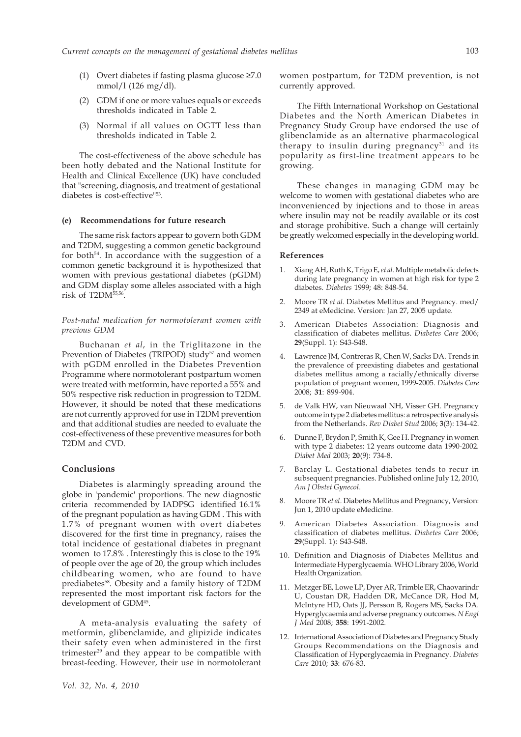(1) Overt diabetes if fasting plasma glucose ≥7.0 mmol/l (126 mg/dl).

(2) GDM if one or more values equals or exceeds thresholds indicated in Table 2.

(3) Normal if all values on OGTT less than thresholds indicated in Table 2.

The cost-effectiveness of the above schedule has been hotly debated and the National Institute for Health and Clinical Excellence (UK) have concluded that "screening, diagnosis, and treatment of gestational diabetes is cost-effective"[53].

#### (e) Recommendations for future research

The same risk factors appear to govern both GDM and T2DM, suggesting a common genetic background for both[54]. In accordance with the suggestion of a common genetic background it is hypothesized that women with previous gestational diabetes (pGDM) and GDM display some alleles associated with a high risk of T2DM[55,56].

*Post-natal medication for normotolerant women with previous GDM*

Buchanan *et al*, in the Triglitazone in the Prevention of Diabetes (TRIPOD) study[57] and women with pGDM enrolled in the Diabetes Prevention Programme where normotolerant postpartum women were treated with metformin, have reported a 55% and 50% respective risk reduction in progression to T2DM. However, it should be noted that these medications are not currently approved for use in T2DM prevention and that additional studies are needed to evaluate the cost-effectiveness of these preventive measures for both T2DM and CVD.

## Conclusions

Diabetes is alarmingly spreading around the globe in 'pandemic' proportions. The new diagnostic criteria recommended by IADPSG identified 16.1% of the pregnant population as having GDM . This with 1.7% of pregnant women with overt diabetes discovered for the first time in pregnancy, raises the total incidence of gestational diabetes in pregnant women to 17.8% . Interestingly this is close to the 19% of people over the age of 20, the group which includes childbearing women, who are found to have prediabetes[58]. Obesity and a family history of T2DM represented the most important risk factors for the development of GDM[45].

A meta-analysis evaluating the safety of metformin, glibenclamide, and glipizide indicates their safety even when administered in the first trimester[29] and they appear to be compatible with breast-feeding. However, their use in normotolerant women postpartum, for T2DM prevention, is not currently approved.

The Fifth International Workshop on Gestational Diabetes and the North American Diabetes in Pregnancy Study Group have endorsed the use of glibenclamide as an alternative pharmacological therapy to insulin during pregnancy[31] and its popularity as first-line treatment appears to be growing.

These changes in managing GDM may be welcome to women with gestational diabetes who are inconvenienced by injections and to those in areas where insulin may not be readily available or its cost and storage prohibitive. Such a change will certainly be greatly welcomed especially in the developing world.

### References

1. Xiang AH, Ruth K, Trigo E, *et al.* Multiple metabolic defects during late pregnancy in women at high risk for type 2 diabetes. *Diabetes* 1999; 48: 848-54.
2. Moore TR *et al*. Diabetes Mellitus and Pregnancy. med/2349 at eMedicine. Version: Jan 27, 2005 update.
3. American Diabetes Association: Diagnosis and classification of diabetes mellitus. *Diabetes Care* 2006; **29**(Suppl. 1): S43-S48.
4. Lawrence JM, Contreras R, Chen W, Sacks DA. Trends in the prevalence of preexisting diabetes and gestational diabetes mellitus among a racially/ethnically diverse population of pregnant women, 1999-2005. *Diabetes Care* 2008; **31**: 899-904.
5. de Valk HW, van Nieuwaal NH, Visser GH. Pregnancy outcome in type 2 diabetes mellitus: a retrospective analysis from the Netherlands. *Rev Diabet Stud* 2006; **3**(3): 134-42.
6. Dunne F, Brydon P, Smith K, Gee H. Pregnancy in women with type 2 diabetes: 12 years outcome data 1990-2002. *Diabet Med* 2003; **20**(9): 734-8.
7. Barclay L. Gestational diabetes tends to recur in subsequent pregnancies. Published online July 12, 2010, *Am J Obstet Gynecol*.
8. Moore TR *et al*. Diabetes Mellitus and Pregnancy, Version: Jun 1, 2010 update eMedicine.
9. American Diabetes Association. Diagnosis and classification of diabetes mellitus. *Diabetes Care* 2006; **29**(Suppl. 1): S43-S48.
10. Definition and Diagnosis of Diabetes Mellitus and Intermediate Hyperglycaemia. WHO Library 2006, World Health Organization.
11. Metzger BE, Lowe LP, Dyer AR, Trimble ER, Chaovarindr U, Coustan DR, Hadden DR, McCance DR, Hod M, McIntyre HD, Oats JJ, Persson B, Rogers MS, Sacks DA. Hyperglycaemia and adverse pregnancy outcomes. *N Engl J Med* 2008; **358**: 1991-2002.
12. International Association of Diabetes and Pregnancy Study Groups Recommendations on the Diagnosis and Classification of Hyperglycaemia in Pregnancy. *Diabetes Care* 2010; **33**: 676-83.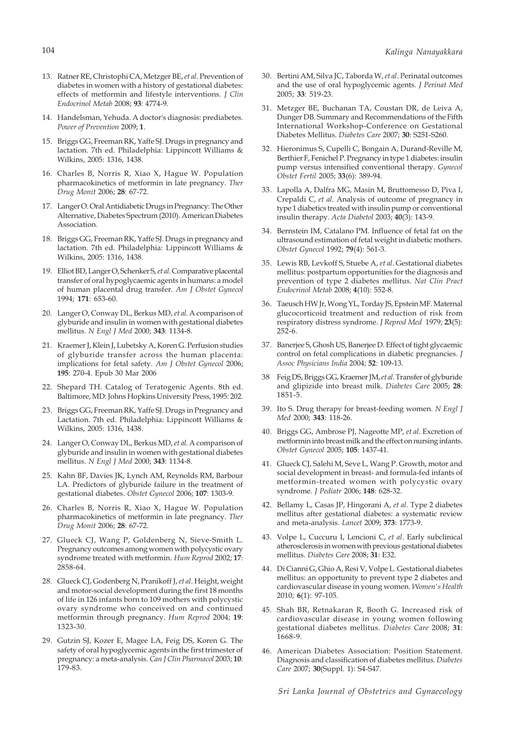13. Ratner RE, Christophi CA, Metzger BE, *et al*. Prevention of diabetes in women with a history of gestational diabetes: effects of metformin and lifestyle interventions. *J Clin Endocrinol Metab* 2008; **93**: 4774-9.

14. Handelsman, Yehuda. A doctor's diagnosis: prediabetes. *Power of Prevention* 2009; **1**.

15. Briggs GG, Freeman RK, Yaffe SJ. Drugs in pregnancy and lactation. 7th ed. Philadelphia: Lippincott Williams & Wilkins, 2005: 1316, 1438.

16. Charles B, Norris R, Xiao X, Hague W. Population pharmacokinetics of metformin in late pregnancy. *Ther Drug Monit* 2006; **28**: 67-72.

17. Langer O. Oral Antidiabetic Drugs in Pregnancy: The Other Alternative, Diabetes Spectrum (2010). American Diabetes Association.

18. Briggs GG, Freeman RK, Yaffe SJ. Drugs in pregnancy and lactation. 7th ed. Philadelphia: Lippincott Williams & Wilkins, 2005: 1316, 1438.

19. Elliot BD, Langer O, Schenker S, *et al*. Comparative placental transfer of oral hypoglycaemic agents in humans: a model of human placental drug transfer. *Am J Obstet Gynecol* 1994; **171**: 653-60.

20. Langer O, Conway DL, Berkus MD, *et al*. A comparison of glyburide and insulin in women with gestational diabetes mellitus. *N Engl J Med* 2000; **343**: 1134-8.

21. Kraemer J, Klein J, Lubetsky A, Koren G. Perfusion studies of glyburide transfer across the human placenta: implications for fetal safety. *Am J Obstet Gynecol* 2006; **195**: 270-4. Epub 30 Mar 2006

22. Shepard TH. Catalog of Teratogenic Agents. 8th ed. Baltimore, MD: Johns Hopkins University Press, 1995: 202.

23. Briggs GG, Freeman RK, Yaffe SJ. Drugs in Pregnancy and Lactation. 7th ed. Philadelphia: Lippincott Williams & Wilkins, 2005: 1316, 1438.

24. Langer O, Conway DL, Berkus MD, *et al*. A comparison of glyburide and insulin in women with gestational diabetes mellitus. *N Engl J Med* 2000; **343**: 1134-8.

25. Kahn BF, Davies JK, Lynch AM, Reynolds RM, Barbour LA. Predictors of glyburide failure in the treatment of gestational diabetes. *Obstet Gynecol* 2006; **107**: 1303-9.

26. Charles B, Norris R, Xiao X, Hague W. Population pharmacokinetics of metformin in late pregnancy. *Ther Drug Monit* 2006; **28**: 67-72.

27. Glueck CJ, Wang P, Goldenberg N, Sieve-Smith L. Pregnancy outcomes among women with polycystic ovary syndrome treated with metformin. *Hum Reprod* 2002; **17**: 2858-64.

28. Glueck CJ, Godenberg N, Pranikoff J, *et al*. Height, weight and motor-social development during the first 18 months of life in 126 infants born to 109 mothers with polycystic ovary syndrome who conceived on and continued metformin through pregnancy. *Hum Reprod* 2004; **19**: 1323-30.

29. Gutzin SJ, Kozer E, Magee LA, Feig DS, Koren G. The safety of oral hypoglycemic agents in the first trimester of pregnancy: a meta-analysis. *Can J Clin Pharmacol* 2003; **10**: 179-83.

30. Bertini AM, Silva JC, Taborda W, *et al*. Perinatal outcomes and the use of oral hypoglycemic agents. *J Perinat Med* 2005; **33**: 519-23.

31. Metzger BE, Buchanan TA, Coustan DR, de Leiva A, Dunger DB. Summary and Recommendations of the Fifth International Workshop-Conference on Gestational Diabetes Mellitus. *Diabetes Care* 2007; **30**: S251-S260.

32. Hieronimus S, Cupelli C, Bongain A, Durand-Reville M, Berthier F, Fenichel P. Pregnancy in type 1 diabetes: insulin pump versus intensified conventional therapy. *Gynecol Obstet Fertil* 2005; **33**(6): 389-94.

33. Lapolla A, Dalfra MG, Masin M, Bruttomesso D, Piva I, Crepaldi C, *et al*. Analysis of outcome of pregnancy in type 1 diabetics treated with insulin pump or conventional insulin therapy. *Acta Diabetol* 2003; **40**(3): 143-9.

34. Bernstein IM, Catalano PM. Influence of fetal fat on the ultrasound estimation of fetal weight in diabetic mothers. *Obstet Gynecol* 1992; **79**(4): 561-3.

35. Lewis RB, Levkoff S, Stuebe A, *et al*. Gestational diabetes mellitus: postpartum opportunities for the diagnosis and prevention of type 2 diabetes mellitus. *Nat Clin Pract Endocrinol Metab* 2008; **4**(10): 552-8.

36. Taeusch HW Jr, Wong YL, Torday JS, Epstein MF. Maternal glucocorticoid treatment and reduction of risk from respiratory distress syndrome. *J Reprod Med* 1979; **23**(5): 252-6.

37. Banerjee S, Ghosh US, Banerjee D. Effect of tight glycaemic control on fetal complications in diabetic pregnancies. *J Assoc Physicians India* 2004; **52**: 109-13.

38 Feig DS, Briggs GG, Kraemer JM, *et al*. Transfer of glyburide and glipizide into breast milk. *Diabetes Care* 2005; **28**: 1851-5.

39. Ito S. Drug therapy for breast-feeding women. *N Engl J Med* 2000; **343**: 118-26.

40. Briggs GG, Ambrose PJ, Nageotte MP, *et al*. Excretion of metformin into breast milk and the effect on nursing infants. *Obstet Gynecol* 2005; **105**: 1437-41.

41. Glueck CJ, Salehi M, Seve L, Wang P. Growth, motor and social development in breast- and formula-fed infants of metformin-treated women with polycystic ovary syndrome. *J Pediatr* 2006; **148**: 628-32.

42. Bellamy L, Casas JP, Hingorani A, *et al*. Type 2 diabetes mellitus after gestational diabetes: a systematic review and meta-analysis. *Lancet* 2009; **373**: 1773-9.

43. Volpe L, Cuccuru I, Lencioni C, *et al*. Early subclinical atherosclerosis in women with previous gestational diabetes mellitus. *Diabetes Care* 2008; **31**: E32.

44. Di Cianni G, Ghio A, Resi V, Volpe L. Gestational diabetes mellitus: an opportunity to prevent type 2 diabetes and cardiovascular disease in young women. *Women's Health* 2010; **6**(1): 97-105.

45. Shah BR, Retnakaran R, Booth G. Increased risk of cardiovascular disease in young women following gestational diabetes mellitus. *Diabetes Care* 2008; **31**: 1668-9.

46. American Diabetes Association: Position Statement. Diagnosis and classification of diabetes mellitus. *Diabetes Care* 2007; **30**(Suppl. 1): S4-S47.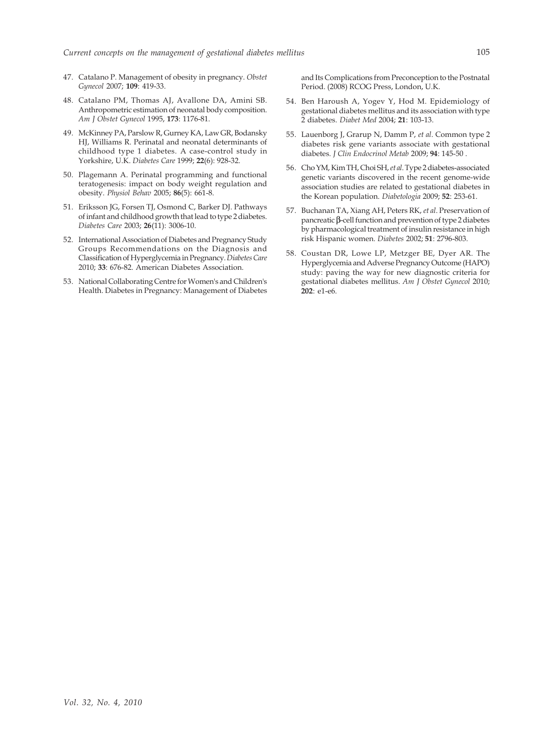47. Catalano P. Management of obesity in pregnancy. *Obstet Gynecol* 2007; **109**: 419-33.
48. Catalano PM, Thomas AJ, Avallone DA, Amini SB. Anthropometric estimation of neonatal body composition. *Am J Obstet Gynecol* 1995, **173**: 1176-81.
49. McKinney PA, Parslow R, Gurney KA, Law GR, Bodansky HJ, Williams R. Perinatal and neonatal determinants of childhood type 1 diabetes. A case-control study in Yorkshire, U.K. *Diabetes Care* 1999; **22**(6): 928-32.
50. Plagemann A. Perinatal programming and functional teratogenesis: impact on body weight regulation and obesity. *Physiol Behav* 2005; **86**(5): 661-8.
51. Eriksson JG, Forsen TJ, Osmond C, Barker DJ. Pathways of infant and childhood growth that lead to type 2 diabetes. *Diabetes Care* 2003; **26**(11): 3006-10.
52. International Association of Diabetes and Pregnancy Study Groups Recommendations on the Diagnosis and Classification of Hyperglycemia in Pregnancy. *Diabetes Care* 2010; **33**: 676-82. American Diabetes Association.
53. National Collaborating Centre for Women's and Children's Health. Diabetes in Pregnancy: Management of Diabetes and Its Complications from Preconception to the Postnatal Period. (2008) RCOG Press, London, U.K.
54. Ben Haroush A, Yogev Y, Hod M. Epidemiology of gestational diabetes mellitus and its association with type 2 diabetes. *Diabet Med* 2004; **21**: 103-13.
55. Lauenborg J, Grarup N, Damm P, *et al*. Common type 2 diabetes risk gene variants associate with gestational diabetes. *J Clin Endocrinol Metab* 2009; **94**: 145-50 .
56. Cho YM, Kim TH, Choi SH, *et al*. Type 2 diabetes-associated genetic variants discovered in the recent genome-wide association studies are related to gestational diabetes in the Korean population. *Diabetologia* 2009; **52**: 253-61.
57. Buchanan TA, Xiang AH, Peters RK, *et al*. Preservation of pancreatic β-cell function and prevention of type 2 diabetes by pharmacological treatment of insulin resistance in high risk Hispanic women. *Diabetes* 2002; **51**: 2796-803.
58. Coustan DR, Lowe LP, Metzger BE, Dyer AR. The Hyperglycemia and Adverse Pregnancy Outcome (HAPO) study: paving the way for new diagnostic criteria for gestational diabetes mellitus. *Am J Obstet Gynecol* 2010; **202**: e1-e6.